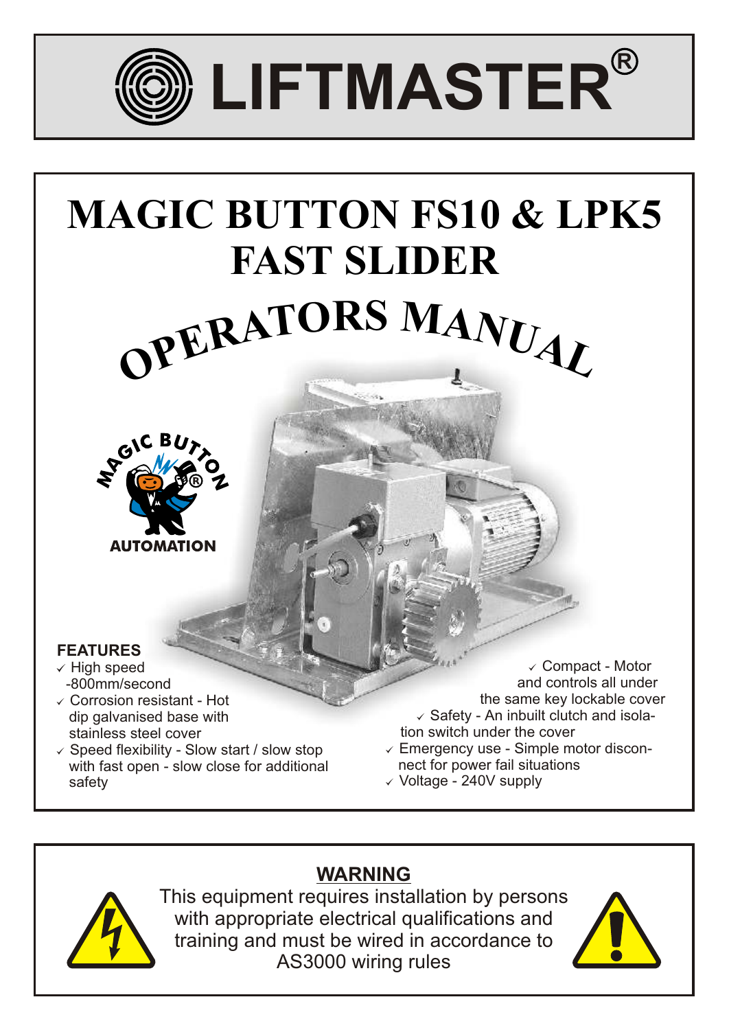# LIFTMASTER®

# MAGIC BUTTON FS10 & LPK5 FAST SLIDER

## OPERATORS MANUAL

MAGIC BUTTON®
AUTOMATION

### FEATURES

- ✓ High speed -800mm/second
- ✓ Corrosion resistant - Hot dip galvanised base with stainless steel cover
- ✓ Speed flexibility - Slow start / slow stop with fast open - slow close for additional safety
- ✓ Compact - Motor and controls all under the same key lockable cover
- ✓ Safety - An inbuilt clutch and isolation switch under the cover
- ✓ Emergency use - Simple motor disconnect for power fail situations
- ✓ Voltage - 240V supply

### WARNING

This equipment requires installation by persons with appropriate electrical qualifications and training and must be wired in accordance to AS3000 wiring rules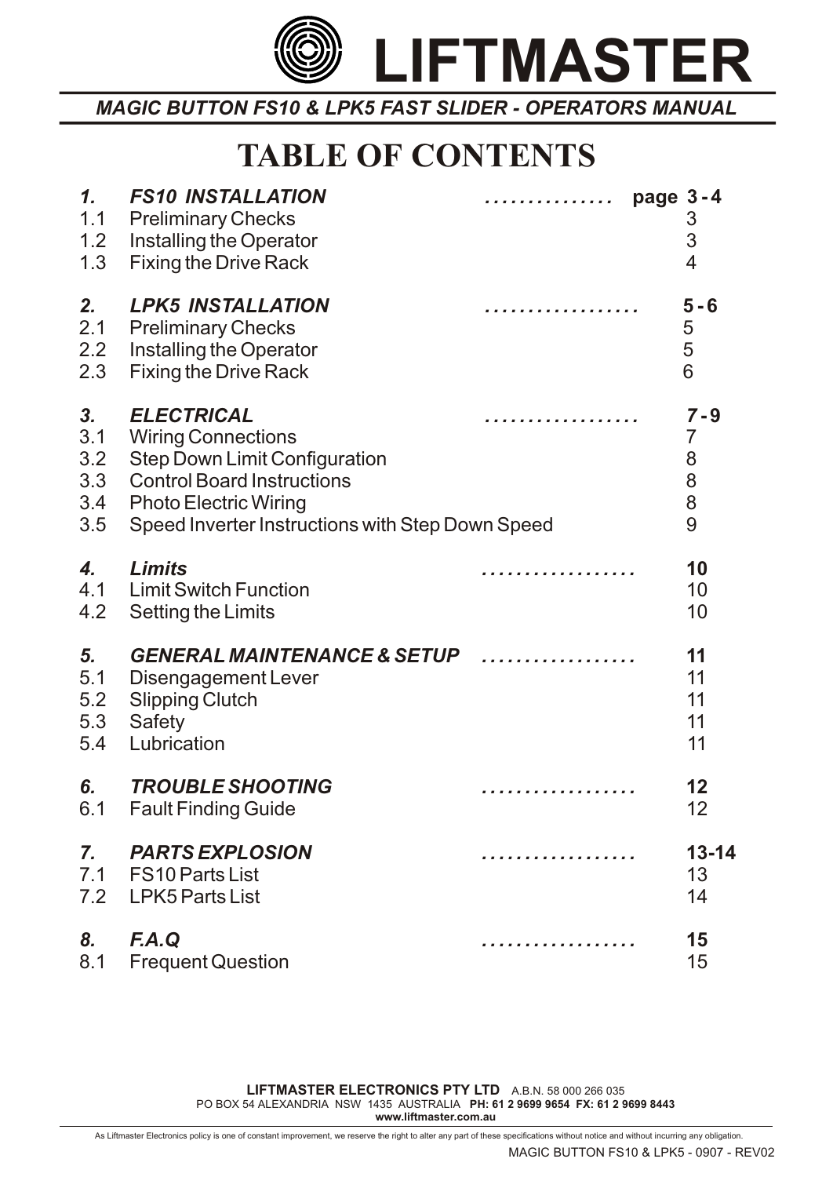# LIFTMASTER

*MAGIC BUTTON FS10 & LPK5 FAST SLIDER - OPERATORS MANUAL*

# TABLE OF CONTENTS

| | | | |
|---|---|---|---|
| ***1.*** | ***FS10 INSTALLATION*** | ............... | **page 3 - 4** |
| 1.1 | Preliminary Checks | | 3 |
| 1.2 | Installing the Operator | | 3 |
| 1.3 | Fixing the Drive Rack | | 4 |
| ***2.*** | ***LPK5 INSTALLATION*** | ................. | **5 - 6** |
| 2.1 | Preliminary Checks | | 5 |
| 2.2 | Installing the Operator | | 5 |
| 2.3 | Fixing the Drive Rack | | 6 |
| ***3.*** | ***ELECTRICAL*** | ................. | ***7 - 9*** |
| 3.1 | Wiring Connections | | 7 |
| 3.2 | Step Down Limit Configuration | | 8 |
| 3.3 | Control Board Instructions | | 8 |
| 3.4 | Photo Electric Wiring | | 8 |
| 3.5 | Speed Inverter Instructions with Step Down Speed | | 9 |
| ***4.*** | ***Limits*** | ................. | **10** |
| 4.1 | Limit Switch Function | | 10 |
| 4.2 | Setting the Limits | | 10 |
| ***5.*** | ***GENERAL MAINTENANCE & SETUP*** | ................. | **11** |
| 5.1 | Disengagement Lever | | 11 |
| 5.2 | Slipping Clutch | | 11 |
| 5.3 | Safety | | 11 |
| 5.4 | Lubrication | | 11 |
| ***6.*** | ***TROUBLE SHOOTING*** | ................. | **12** |
| 6.1 | Fault Finding Guide | | 12 |
| ***7.*** | ***PARTS EXPLOSION*** | ................. | **13-14** |
| 7.1 | FS10 Parts List | | 13 |
| 7.2 | LPK5 Parts List | | 14 |
| ***8.*** | ***F.A.Q*** | ................. | **15** |
| 8.1 | Frequent Question | | 15 |

**LIFTMASTER ELECTRONICS PTY LTD** A.B.N. 58 000 266 035
PO BOX 54 ALEXANDRIA NSW 1435 AUSTRALIA **PH: 61 2 9699 9654 FX: 61 2 9699 8443**
**www.liftmaster.com.au**

As Liftmaster Electronics policy is one of constant improvement, we reserve the right to alter any part of these specifications without notice and without incurring any obligation.

MAGIC BUTTON FS10 & LPK5 - 0907 - REV02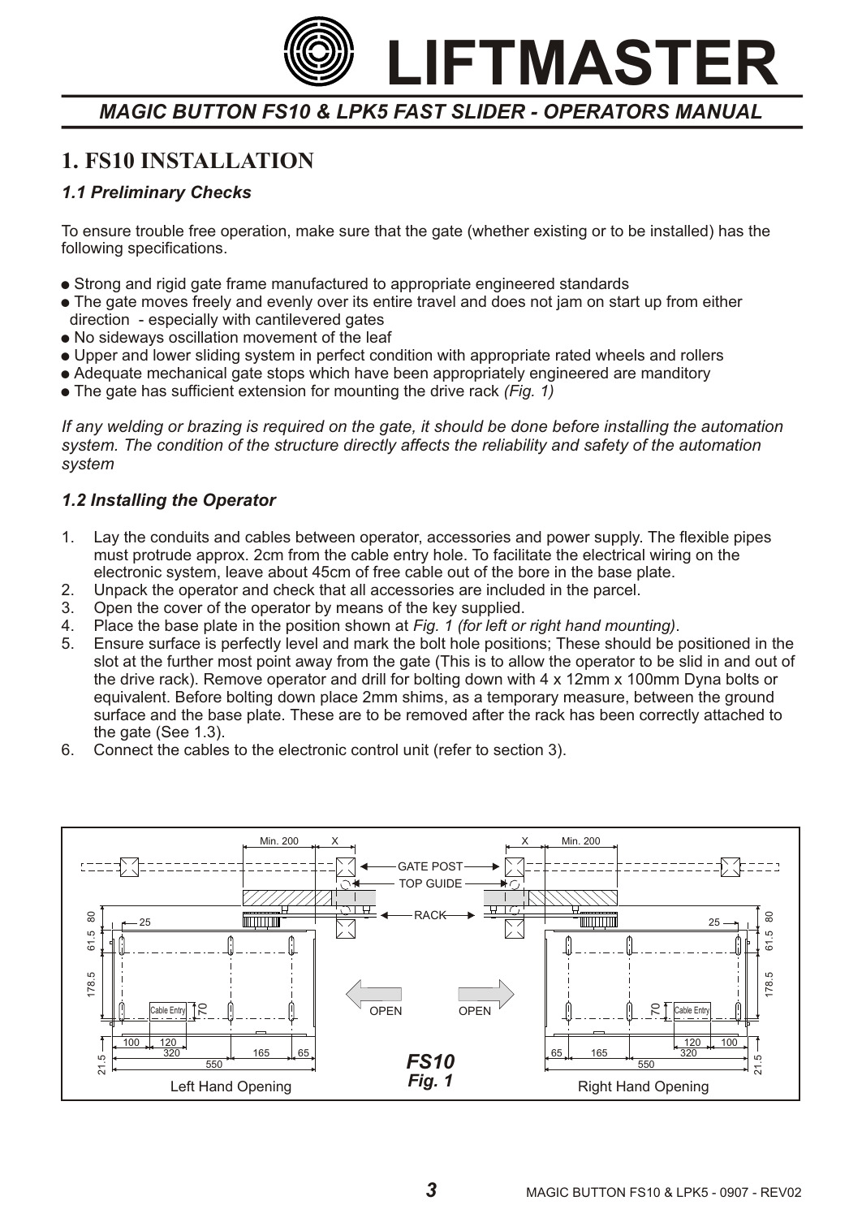## MAGIC BUTTON FS10 & LPK5 FAST SLIDER - OPERATORS MANUAL

# 1. FS10 INSTALLATION

### *1.1 Preliminary Checks*

To ensure trouble free operation, make sure that the gate (whether existing or to be installed) has the following specifications.

- Strong and rigid gate frame manufactured to appropriate engineered standards
- The gate moves freely and evenly over its entire travel and does not jam on start up from either direction - especially with cantilevered gates
- No sideways oscillation movement of the leaf
- Upper and lower sliding system in perfect condition with appropriate rated wheels and rollers
- Adequate mechanical gate stops which have been appropriately engineered are manditory
- The gate has sufficient extension for mounting the drive rack *(Fig. 1)*

*If any welding or brazing is required on the gate, it should be done before installing the automation system. The condition of the structure directly affects the reliability and safety of the automation system*

### *1.2 Installing the Operator*

1. Lay the conduits and cables between operator, accessories and power supply. The flexible pipes must protrude approx. 2cm from the cable entry hole. To facilitate the electrical wiring on the electronic system, leave about 45cm of free cable out of the bore in the base plate.
2. Unpack the operator and check that all accessories are included in the parcel.
3. Open the cover of the operator by means of the key supplied.
4. Place the base plate in the position shown at *Fig. 1 (for left or right hand mounting)*.
5. Ensure surface is perfectly level and mark the bolt hole positions; These should be positioned in the slot at the further most point away from the gate (This is to allow the operator to be slid in and out of the drive rack). Remove operator and drill for bolting down with 4 x 12mm x 100mm Dyna bolts or equivalent. Before bolting down place 2mm shims, as a temporary measure, between the ground surface and the base plate. These are to be removed after the rack has been correctly attached to the gate (See 1.3).
6. Connect the cables to the electronic control unit (refer to section 3).

Min. 200 X GATE POST TOP GUIDE RACK X Min. 200

25 80 61.5 178.5 Cable Entry 70 OPEN OPEN 70 Cable Entry 25 80 61.5 178.5

100 120 320 165 65 550 21.5 — 65 165 120 100 320 550 21.5

Left Hand Opening — **FS10** *Fig. 1* — Right Hand Opening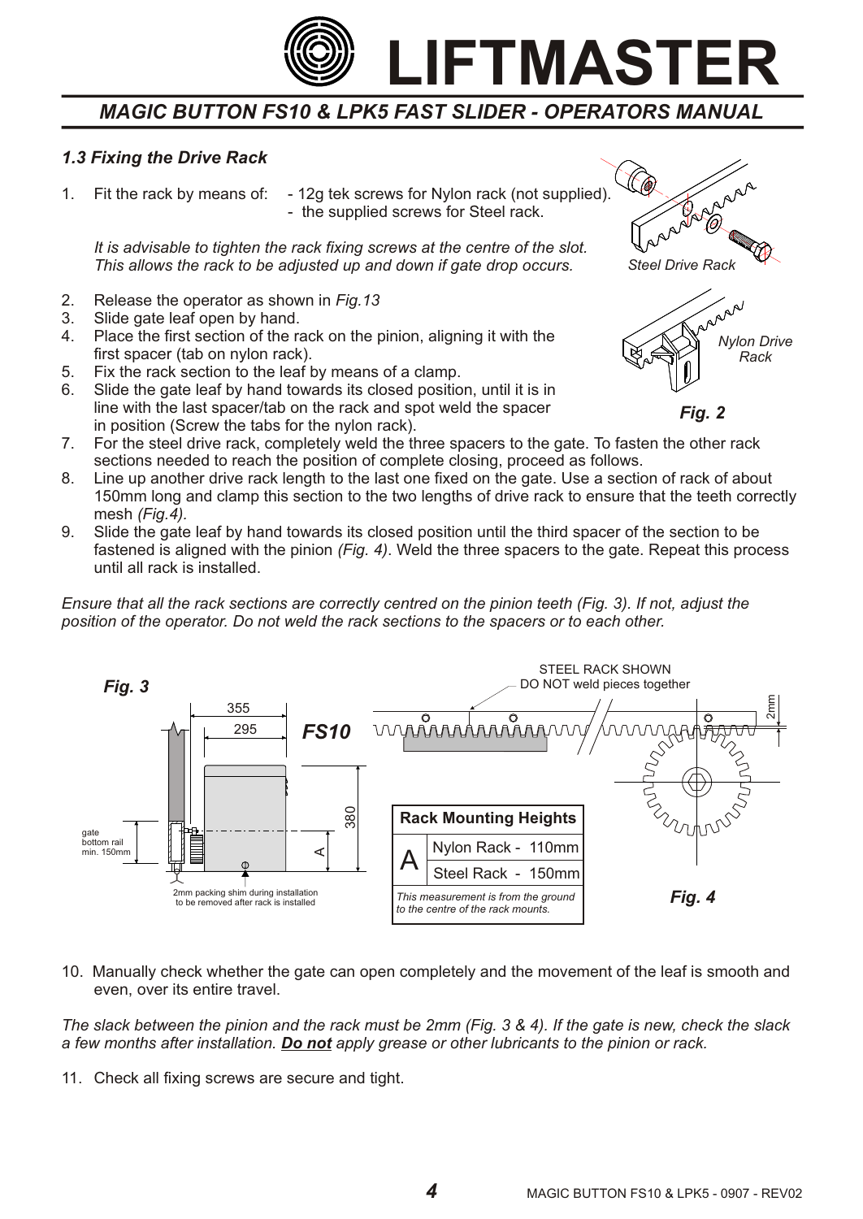### 1.3 Fixing the Drive Rack

1. Fit the rack by means of:
   - 12g tek screws for Nylon rack (not supplied).
   - the supplied screws for Steel rack.

   *It is advisable to tighten the rack fixing screws at the centre of the slot. This allows the rack to be adjusted up and down if gate drop occurs.*

2. Release the operator as shown in *Fig.13*
3. Slide gate leaf open by hand.
4. Place the first section of the rack on the pinion, aligning it with the first spacer (tab on nylon rack).
5. Fix the rack section to the leaf by means of a clamp.
6. Slide the gate leaf by hand towards its closed position, until it is in line with the last spacer/tab on the rack and spot weld the spacer in position (Screw the tabs for the nylon rack).
7. For the steel drive rack, completely weld the three spacers to the gate. To fasten the other rack sections needed to reach the position of complete closing, proceed as follows.
8. Line up another drive rack length to the last one fixed on the gate. Use a section of rack of about 150mm long and clamp this section to the two lengths of drive rack to ensure that the teeth correctly mesh *(Fig.4)*.
9. Slide the gate leaf by hand towards its closed position until the third spacer of the section to be fastened is aligned with the pinion *(Fig. 4)*. Weld the three spacers to the gate. Repeat this process until all rack is installed.

*Steel Drive Rack*

*Nylon Drive Rack*

***Fig. 2***

*Ensure that all the rack sections are correctly centred on the pinion teeth (Fig. 3). If not, adjust the position of the operator. Do not weld the rack sections to the spacers or to each other.*

***Fig. 3***

355, 295, 380, A — ***FS10***

gate bottom rail min. 150mm

2mm packing shim during installation to be removed after rack is installed

| Rack Mounting Heights | |
|---|---|
| A | Nylon Rack - 110mm |
| | Steel Rack - 150mm |

*This measurement is from the ground to the centre of the rack mounts.*

STEEL RACK SHOWN
DO NOT weld pieces together

2mm

***Fig. 4***

10. Manually check whether the gate can open completely and the movement of the leaf is smooth and even, over its entire travel.

*The slack between the pinion and the rack must be 2mm (Fig. 3 & 4). If the gate is new, check the slack a few months after installation.* ***Do not*** *apply grease or other lubricants to the pinion or rack.*

11. Check all fixing screws are secure and tight.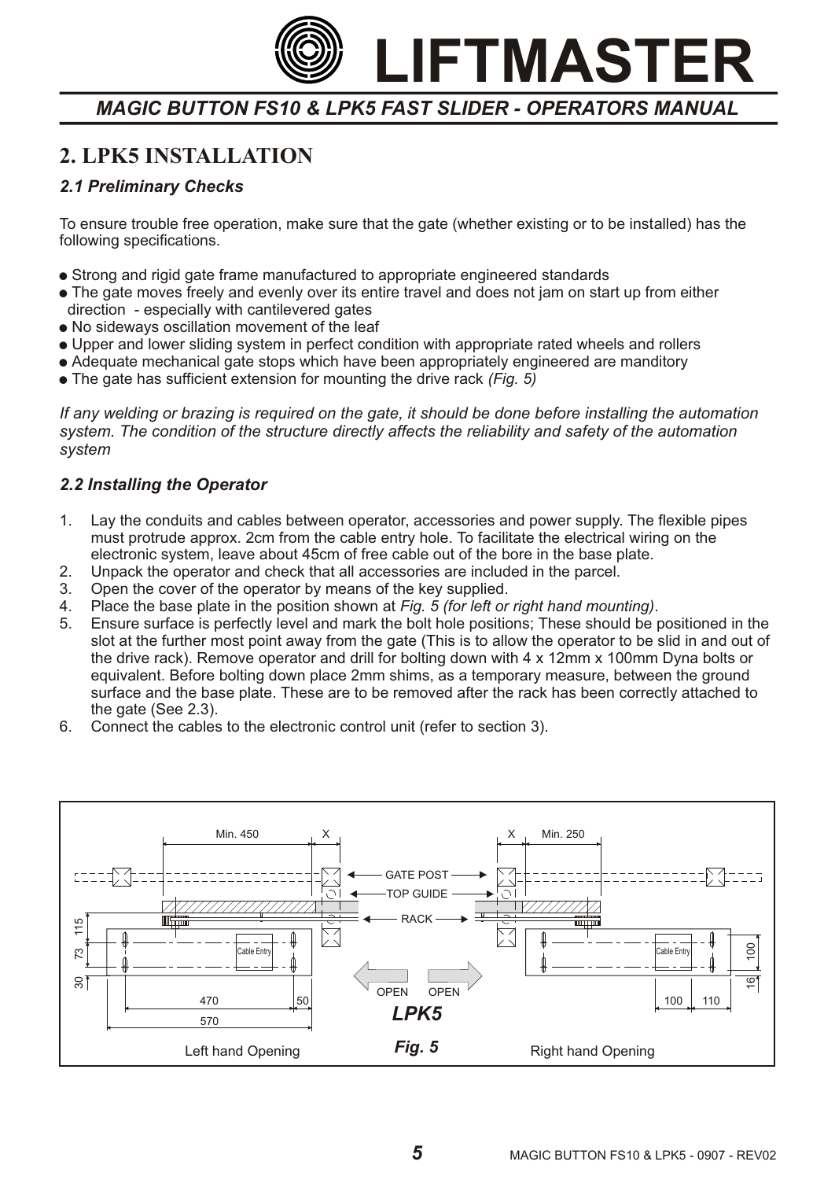## 2. LPK5 INSTALLATION

### *2.1 Preliminary Checks*

To ensure trouble free operation, make sure that the gate (whether existing or to be installed) has the following specifications.

- Strong and rigid gate frame manufactured to appropriate engineered standards
- The gate moves freely and evenly over its entire travel and does not jam on start up from either direction - especially with cantilevered gates
- No sideways oscillation movement of the leaf
- Upper and lower sliding system in perfect condition with appropriate rated wheels and rollers
- Adequate mechanical gate stops which have been appropriately engineered are manditory
- The gate has sufficient extension for mounting the drive rack *(Fig. 5)*

*If any welding or brazing is required on the gate, it should be done before installing the automation system. The condition of the structure directly affects the reliability and safety of the automation system*

### *2.2 Installing the Operator*

1. Lay the conduits and cables between operator, accessories and power supply. The flexible pipes must protrude approx. 2cm from the cable entry hole. To facilitate the electrical wiring on the electronic system, leave about 45cm of free cable out of the bore in the base plate.
2. Unpack the operator and check that all accessories are included in the parcel.
3. Open the cover of the operator by means of the key supplied.
4. Place the base plate in the position shown at *Fig. 5 (for left or right hand mounting)*.
5. Ensure surface is perfectly level and mark the bolt hole positions; These should be positioned in the slot at the further most point away from the gate (This is to allow the operator to be slid in and out of the drive rack). Remove operator and drill for bolting down with 4 x 12mm x 100mm Dyna bolts or equivalent. Before bolting down place 2mm shims, as a temporary measure, between the ground surface and the base plate. These are to be removed after the rack has been correctly attached to the gate (See 2.3).
6. Connect the cables to the electronic control unit (refer to section 3).

*LPK5*

*Fig. 5* — Left hand Opening / Right hand Opening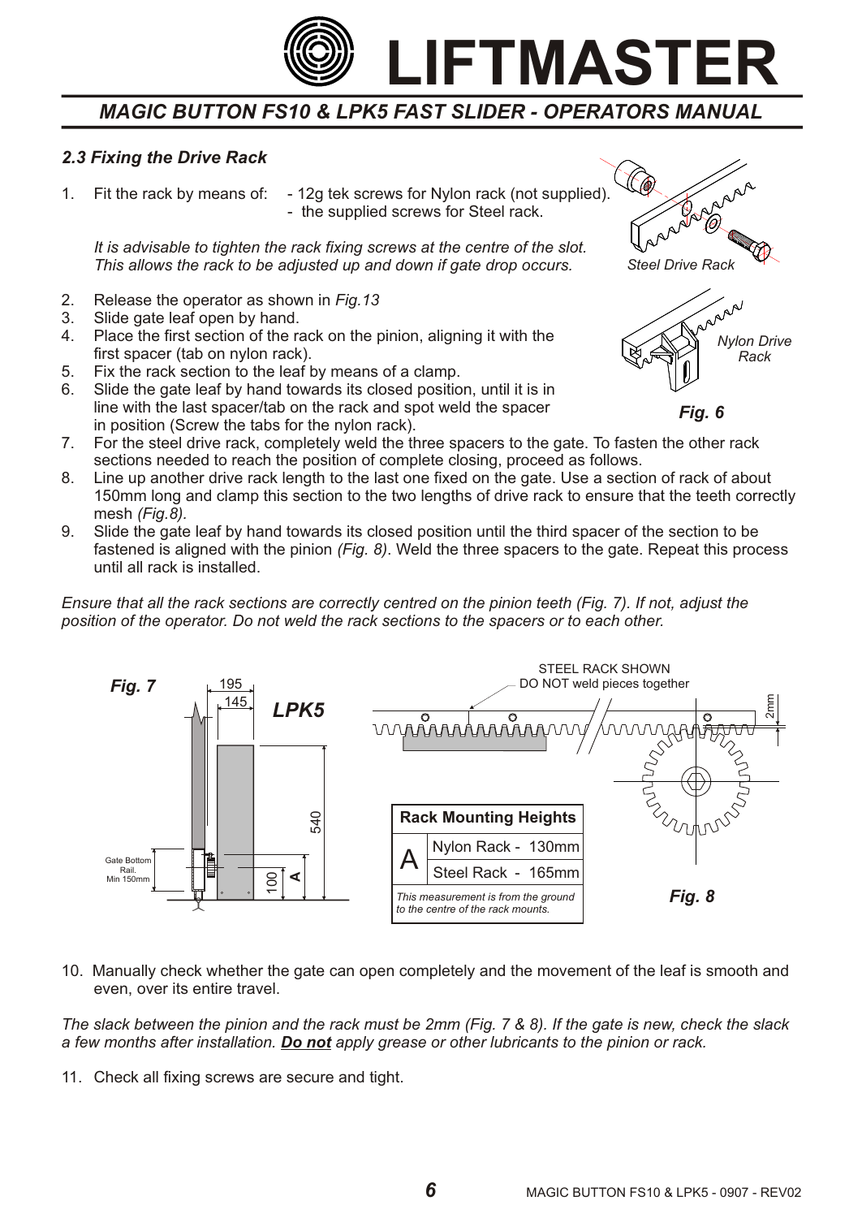### 2.3 Fixing the Drive Rack

1. Fit the rack by means of: - 12g tek screws for Nylon rack (not supplied).
   - the supplied screws for Steel rack.

   *It is advisable to tighten the rack fixing screws at the centre of the slot. This allows the rack to be adjusted up and down if gate drop occurs.*

2. Release the operator as shown in *Fig.13*
3. Slide gate leaf open by hand.
4. Place the first section of the rack on the pinion, aligning it with the first spacer (tab on nylon rack).
5. Fix the rack section to the leaf by means of a clamp.
6. Slide the gate leaf by hand towards its closed position, until it is in line with the last spacer/tab on the rack and spot weld the spacer in position (Screw the tabs for the nylon rack).
7. For the steel drive rack, completely weld the three spacers to the gate. To fasten the other rack sections needed to reach the position of complete closing, proceed as follows.
8. Line up another drive rack length to the last one fixed on the gate. Use a section of rack of about 150mm long and clamp this section to the two lengths of drive rack to ensure that the teeth correctly mesh *(Fig.8)*.
9. Slide the gate leaf by hand towards its closed position until the third spacer of the section to be fastened is aligned with the pinion *(Fig. 8)*. Weld the three spacers to the gate. Repeat this process until all rack is installed.

Steel Drive Rack

Nylon Drive Rack

***Fig. 6***

*Ensure that all the rack sections are correctly centred on the pinion teeth (Fig. 7). If not, adjust the position of the operator. Do not weld the rack sections to the spacers or to each other.*

***Fig. 7*** — LPK5 (195, 145, 540, 100, A; Gate Bottom Rail. Min 150mm)

STEEL RACK SHOWN
DO NOT weld pieces together
2mm

| Rack Mounting Heights | |
|---|---|
| A | Nylon Rack - 130mm |
| | Steel Rack - 165mm |

*This measurement is from the ground to the centre of the rack mounts.*

***Fig. 8***

10. Manually check whether the gate can open completely and the movement of the leaf is smooth and even, over its entire travel.

*The slack between the pinion and the rack must be 2mm (Fig. 7 & 8). If the gate is new, check the slack a few months after installation. **Do not** apply grease or other lubricants to the pinion or rack.*

11. Check all fixing screws are secure and tight.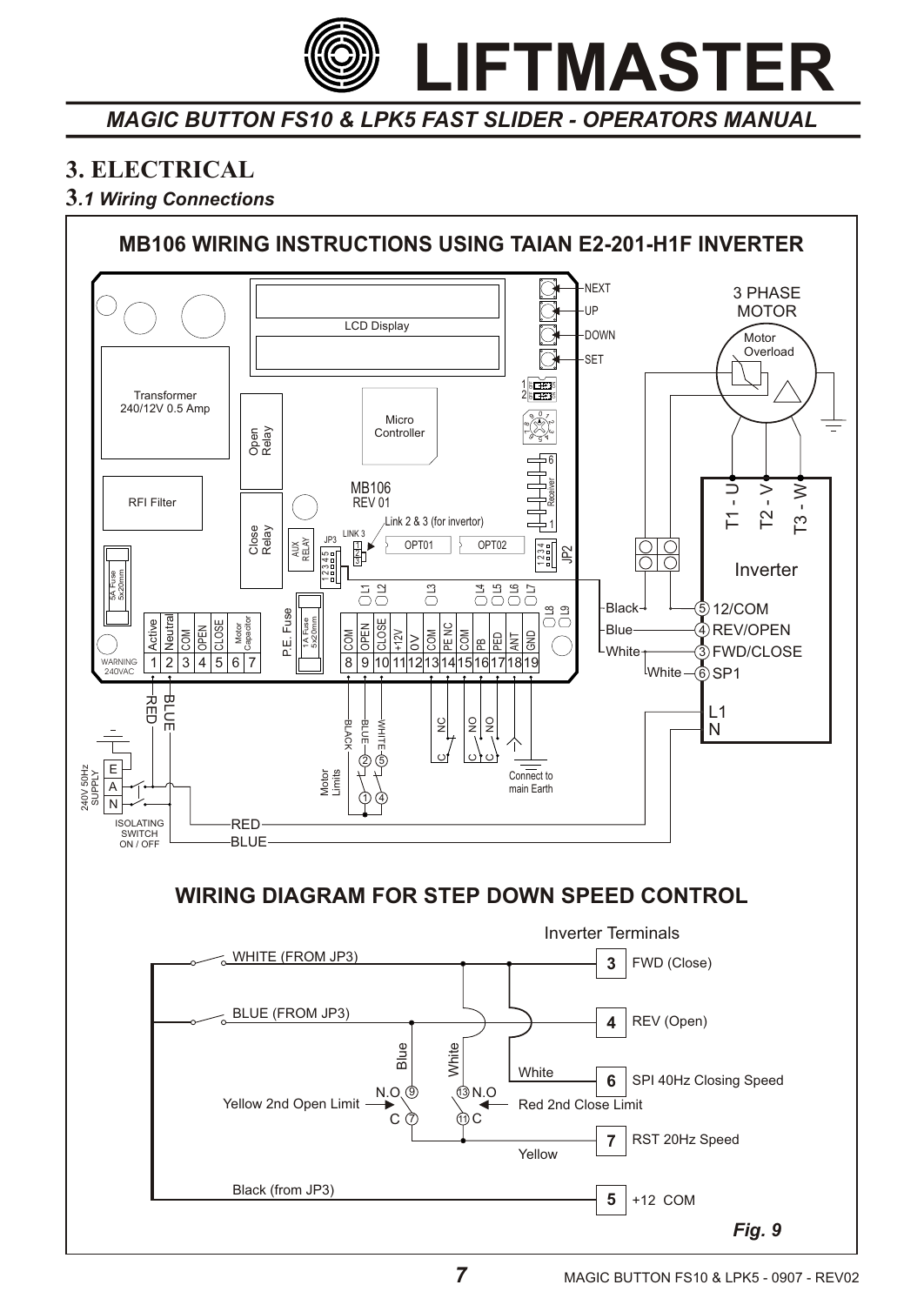# 3. ELECTRICAL

## 3.1 Wiring Connections

### MB106 WIRING INSTRUCTIONS USING TAIAN E2-201-H1F INVERTER

### WIRING DIAGRAM FOR STEP DOWN SPEED CONTROL

*Fig. 9*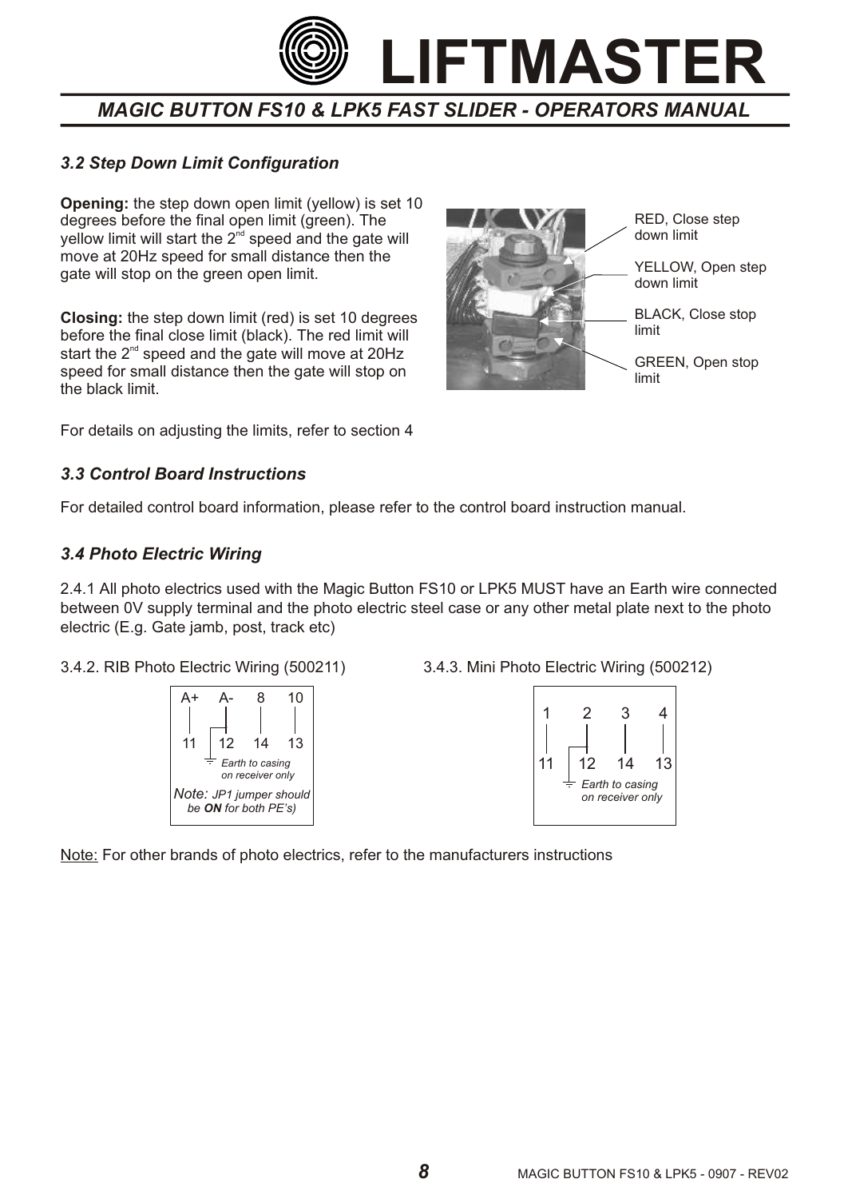### 3.2 Step Down Limit Configuration

**Opening:** the step down open limit (yellow) is set 10 degrees before the final open limit (green). The yellow limit will start the 2nd speed and the gate will move at 20Hz speed for small distance then the gate will stop on the green open limit.

**Closing:** the step down limit (red) is set 10 degrees before the final close limit (black). The red limit will start the 2nd speed and the gate will move at 20Hz speed for small distance then the gate will stop on the black limit.

RED, Close step down limit

YELLOW, Open step down limit

BLACK, Close stop limit

GREEN, Open stop limit

For details on adjusting the limits, refer to section 4

### 3.3 Control Board Instructions

For detailed control board information, please refer to the control board instruction manual.

### 3.4 Photo Electric Wiring

2.4.1 All photo electrics used with the Magic Button FS10 or LPK5 MUST have an Earth wire connected between 0V supply terminal and the photo electric steel case or any other metal plate next to the photo electric (E.g. Gate jamb, post, track etc)

3.4.2. RIB Photo Electric Wiring (500211)

| A+ | A- | 8 | 10 |
|---|---|---|---|
| 11 | 12 | 14 | 13 |

*Earth to casing on receiver only*

*Note: JP1 jumper should be **ON** for both PE's)*

3.4.3. Mini Photo Electric Wiring (500212)

| 1 | 2 | 3 | 4 |
|---|---|---|---|
| 11 | 12 | 14 | 13 |

*Earth to casing on receiver only*

Note: For other brands of photo electrics, refer to the manufacturers instructions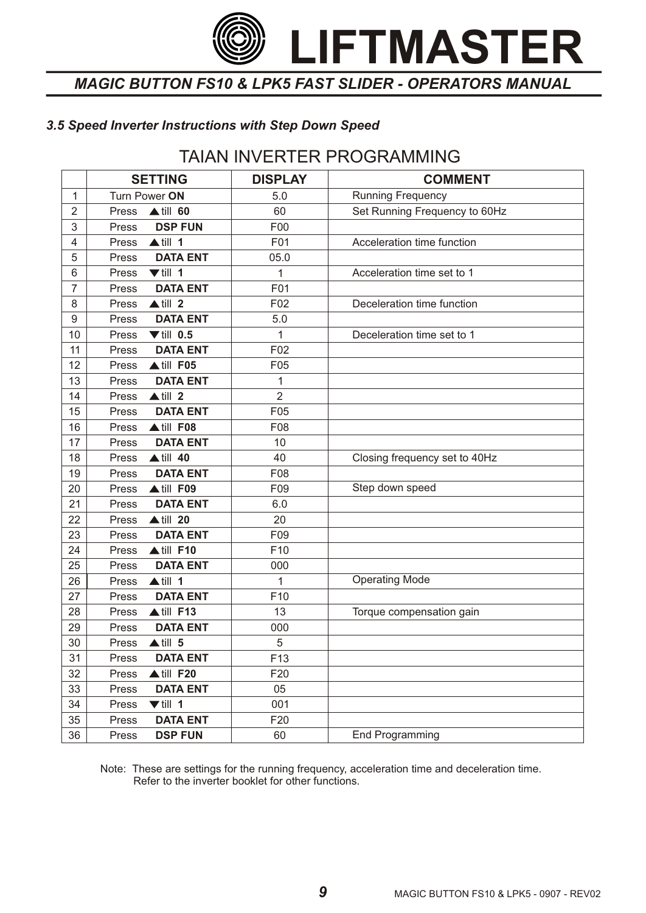### *3.5 Speed Inverter Instructions with Step Down Speed*

## TAIAN INVERTER PROGRAMMING

| | SETTING | DISPLAY | COMMENT |
|---|---|---|---|
| 1 | Turn Power **ON** | 5.0 | Running Frequency |
| 2 | Press ▲ till **60** | 60 | Set Running Frequency to 60Hz |
| 3 | Press **DSP FUN** | F00 | |
| 4 | Press ▲ till **1** | F01 | Acceleration time function |
| 5 | Press **DATA ENT** | 05.0 | |
| 6 | Press ▼ till **1** | 1 | Acceleration time set to 1 |
| 7 | Press **DATA ENT** | F01 | |
| 8 | Press ▲ till **2** | F02 | Deceleration time function |
| 9 | Press **DATA ENT** | 5.0 | |
| 10 | Press ▼ till **0.5** | 1 | Deceleration time set to 1 |
| 11 | Press **DATA ENT** | F02 | |
| 12 | Press ▲ till **F05** | F05 | |
| 13 | Press **DATA ENT** | 1 | |
| 14 | Press ▲ till **2** | 2 | |
| 15 | Press **DATA ENT** | F05 | |
| 16 | Press ▲ till **F08** | F08 | |
| 17 | Press **DATA ENT** | 10 | |
| 18 | Press ▲ till **40** | 40 | Closing frequency set to 40Hz |
| 19 | Press **DATA ENT** | F08 | |
| 20 | Press ▲ till **F09** | F09 | Step down speed |
| 21 | Press **DATA ENT** | 6.0 | |
| 22 | Press ▲ till **20** | 20 | |
| 23 | Press **DATA ENT** | F09 | |
| 24 | Press ▲ till **F10** | F10 | |
| 25 | Press **DATA ENT** | 000 | |
| 26 | Press ▲ till **1** | 1 | Operating Mode |
| 27 | Press **DATA ENT** | F10 | |
| 28 | Press ▲ till **F13** | 13 | Torque compensation gain |
| 29 | Press **DATA ENT** | 000 | |
| 30 | Press ▲ till **5** | 5 | |
| 31 | Press **DATA ENT** | F13 | |
| 32 | Press ▲ till **F20** | F20 | |
| 33 | Press **DATA ENT** | 05 | |
| 34 | Press ▼ till **1** | 001 | |
| 35 | Press **DATA ENT** | F20 | |
| 36 | Press **DSP FUN** | 60 | End Programming |

Note: These are settings for the running frequency, acceleration time and deceleration time. Refer to the inverter booklet for other functions.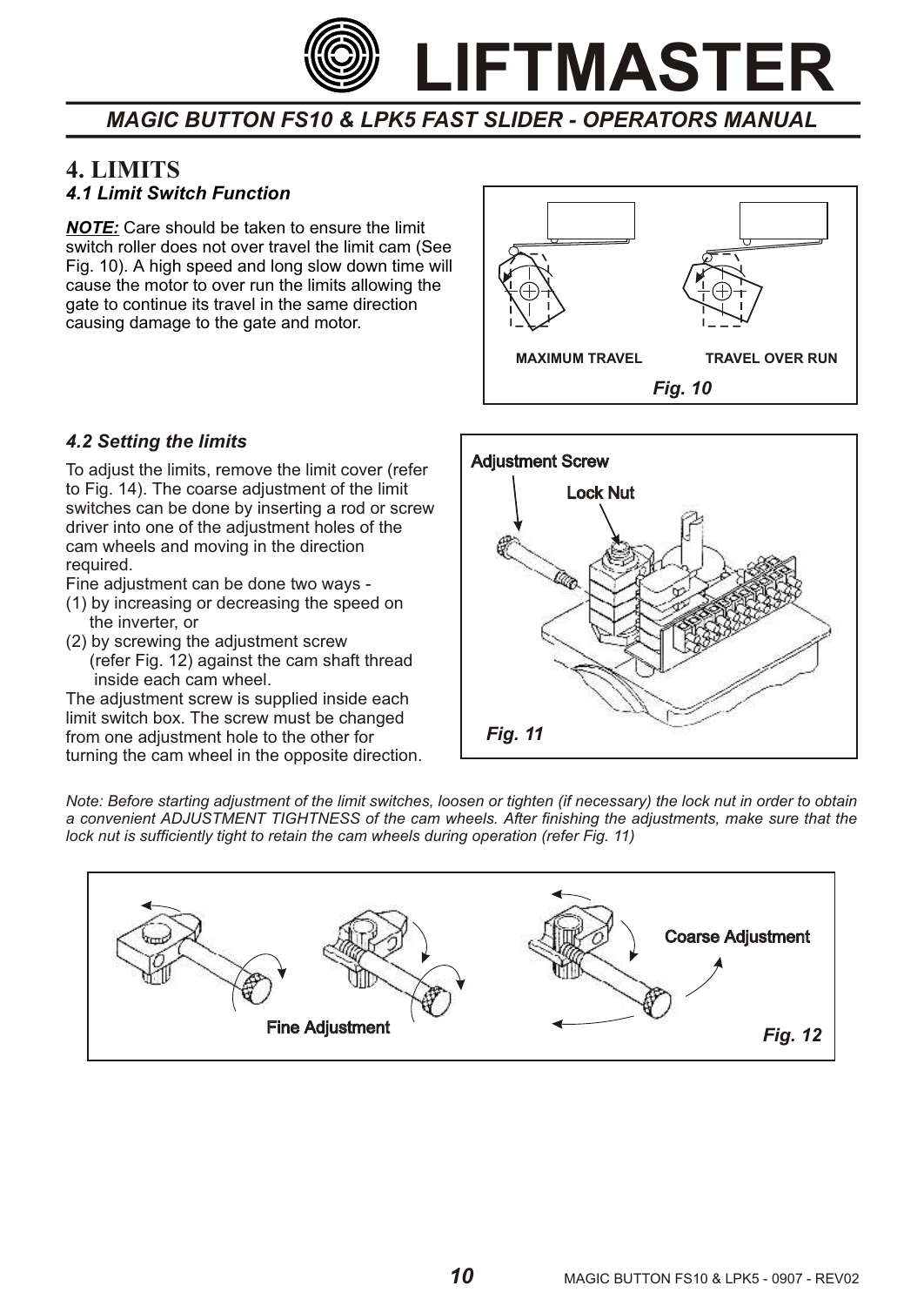## 4. LIMITS

### *4.1 Limit Switch Function*

***NOTE:*** Care should be taken to ensure the limit switch roller does not over travel the limit cam (See Fig. 10). A high speed and long slow down time will cause the motor to over run the limits allowing the gate to continue its travel in the same direction causing damage to the gate and motor.

MAXIMUM TRAVEL    TRAVEL OVER RUN

*Fig. 10*

### *4.2 Setting the limits*

To adjust the limits, remove the limit cover (refer to Fig. 14). The coarse adjustment of the limit switches can be done by inserting a rod or screw driver into one of the adjustment holes of the cam wheels and moving in the direction required.

Fine adjustment can be done two ways -

(1) by increasing or decreasing the speed on the inverter, or

(2) by screwing the adjustment screw (refer Fig. 12) against the cam shaft thread inside each cam wheel.

The adjustment screw is supplied inside each limit switch box. The screw must be changed from one adjustment hole to the other for turning the cam wheel in the opposite direction.

Adjustment Screw

Lock Nut

*Fig. 11*

*Note: Before starting adjustment of the limit switches, loosen or tighten (if necessary) the lock nut in order to obtain a convenient ADJUSTMENT TIGHTNESS of the cam wheels. After finishing the adjustments, make sure that the lock nut is sufficiently tight to retain the cam wheels during operation (refer Fig. 11)*

Fine Adjustment

Coarse Adjustment

*Fig. 12*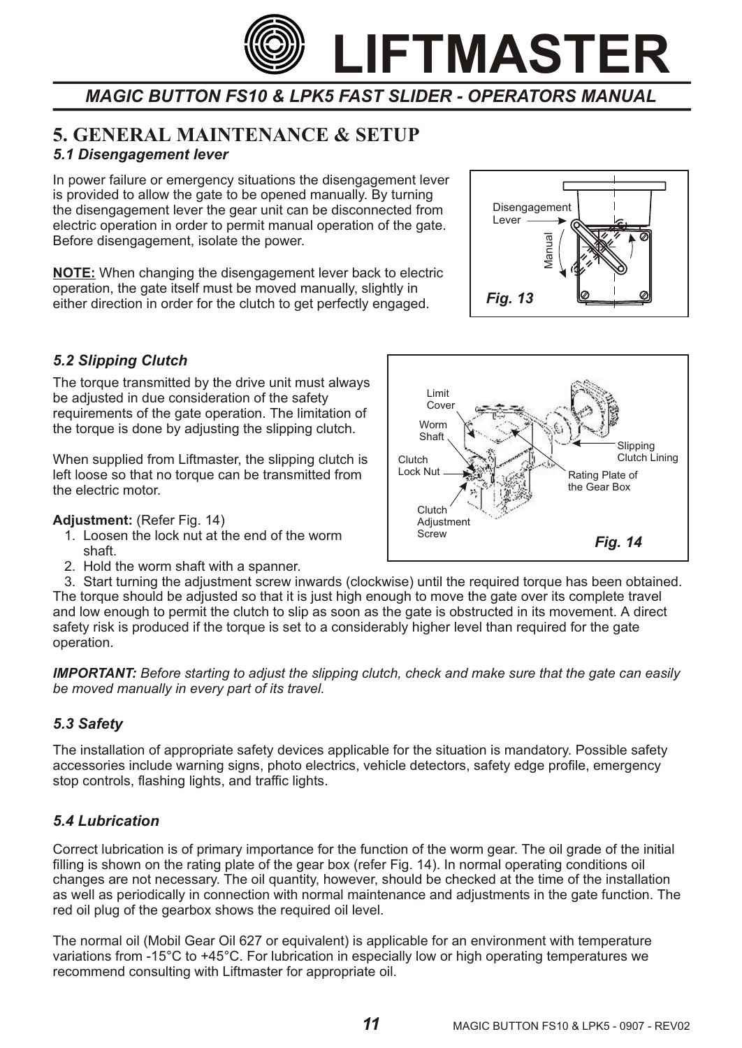# 5. GENERAL MAINTENANCE & SETUP

### *5.1 Disengagement lever*

In power failure or emergency situations the disengagement lever is provided to allow the gate to be opened manually. By turning the disengagement lever the gear unit can be disconnected from electric operation in order to permit manual operation of the gate. Before disengagement, isolate the power.

**NOTE:** When changing the disengagement lever back to electric operation, the gate itself must be moved manually, slightly in either direction in order for the clutch to get perfectly engaged.

Disengagement Lever

Manual

*Fig. 13*

### *5.2 Slipping Clutch*

The torque transmitted by the drive unit must always be adjusted in due consideration of the safety requirements of the gate operation. The limitation of the torque is done by adjusting the slipping clutch.

When supplied from Liftmaster, the slipping clutch is left loose so that no torque can be transmitted from the electric motor.

Limit Cover

Worm Shaft

Clutch Lock Nut

Clutch Adjustment Screw

Slipping Clutch Lining

Rating Plate of the Gear Box

*Fig. 14*

**Adjustment:** (Refer Fig. 14)

1. Loosen the lock nut at the end of the worm shaft.
2. Hold the worm shaft with a spanner.
3. Start turning the adjustment screw inwards (clockwise) until the required torque has been obtained.

The torque should be adjusted so that it is just high enough to move the gate over its complete travel and low enough to permit the clutch to slip as soon as the gate is obstructed in its movement. A direct safety risk is produced if the torque is set to a considerably higher level than required for the gate operation.

***IMPORTANT:*** *Before starting to adjust the slipping clutch, check and make sure that the gate can easily be moved manually in every part of its travel.*

### *5.3 Safety*

The installation of appropriate safety devices applicable for the situation is mandatory. Possible safety accessories include warning signs, photo electrics, vehicle detectors, safety edge profile, emergency stop controls, flashing lights, and traffic lights.

### *5.4 Lubrication*

Correct lubrication is of primary importance for the function of the worm gear. The oil grade of the initial filling is shown on the rating plate of the gear box (refer Fig. 14). In normal operating conditions oil changes are not necessary. The oil quantity, however, should be checked at the time of the installation as well as periodically in connection with normal maintenance and adjustments in the gate function. The red oil plug of the gearbox shows the required oil level.

The normal oil (Mobil Gear Oil 627 or equivalent) is applicable for an environment with temperature variations from -15°C to +45°C. For lubrication in especially low or high operating temperatures we recommend consulting with Liftmaster for appropriate oil.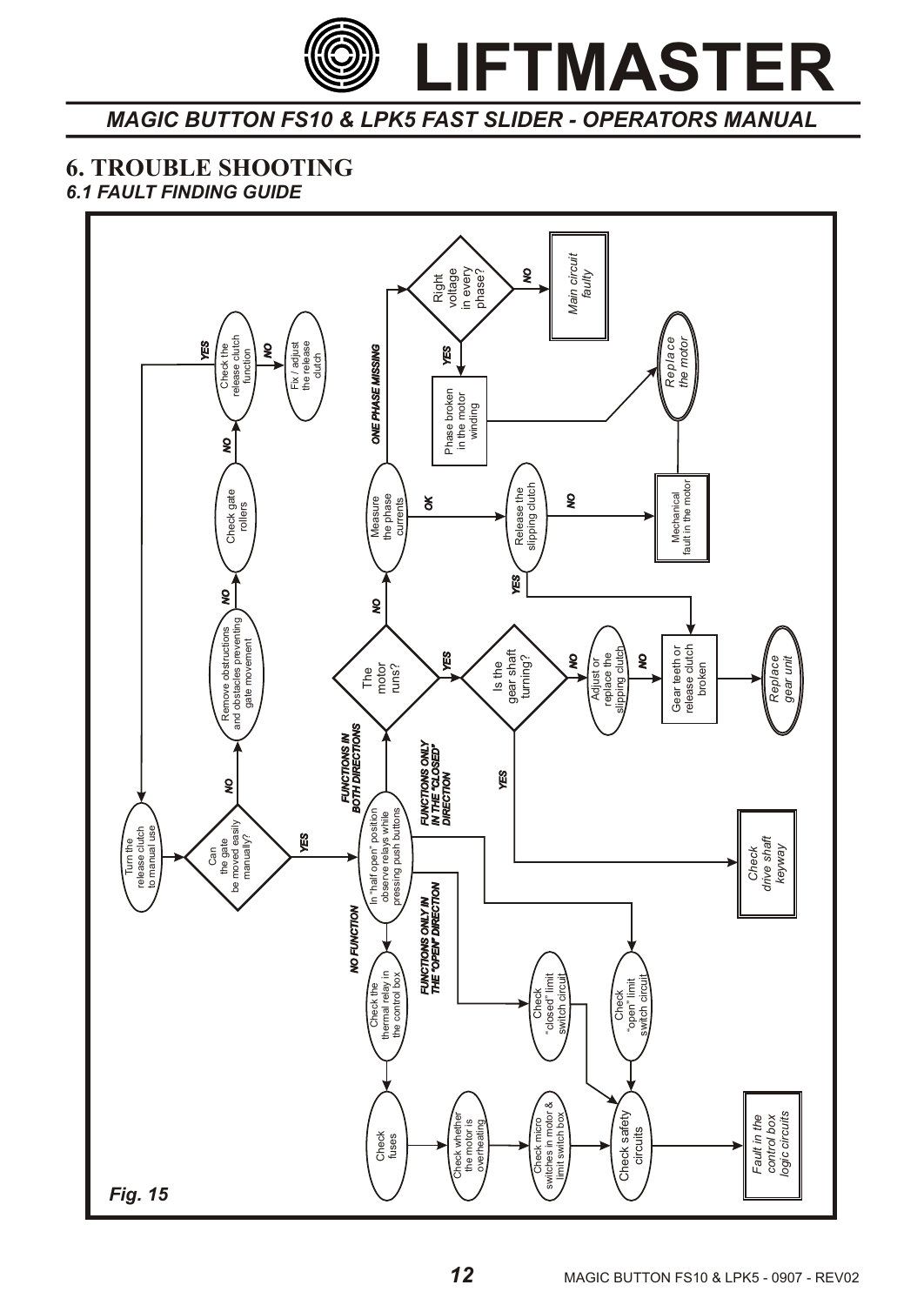# 6. TROUBLE SHOOTING

## *6.1 FAULT FINDING GUIDE*

Turn the release clutch to manual use

Can the gate be moved easily manually?

NO → Remove obstructions and obstacles preventing gate movement

NO → Check gate rollers

NO → Check the release clutch function

NO → Fix / adjust the release clutch

YES → Turn the release clutch to manual use

YES → In "half open" position observe relays while pressing push buttons

NO FUNCTION → Check the thermal relay in the control box → Check fuses → Check whether the motor is overheating → Check micro switches in motor & limit switch box → Check safety circuits → *Fault in the control box logic circuits*

FUNCTIONS ONLY IN THE "OPEN" DIRECTION → Check "closed" limit switch circuit → Check safety circuits

FUNCTIONS ONLY IN THE "CLOSED" DIRECTION → Check "open" limit switch circuit → Check safety circuits

FUNCTIONS IN BOTH DIRECTIONS → The motor runs?

NO → Measure the phase currents

ONE PHASE MISSING → Right voltage in every phase?

NO → *Main circuit faulty*

YES → Phase broken in the motor winding → *Replace the motor*

OK → Release the slipping clutch

NO → Mechanical fault in the motor → *Replace the motor*

YES → Gear teeth or release clutch broken

YES → Is the gear shaft turning?

NO → Adjust or replace the slipping clutch

NO → Gear teeth or release clutch broken → *Replace gear unit*

YES → *Check drive shaft keyway*

*Fig. 15*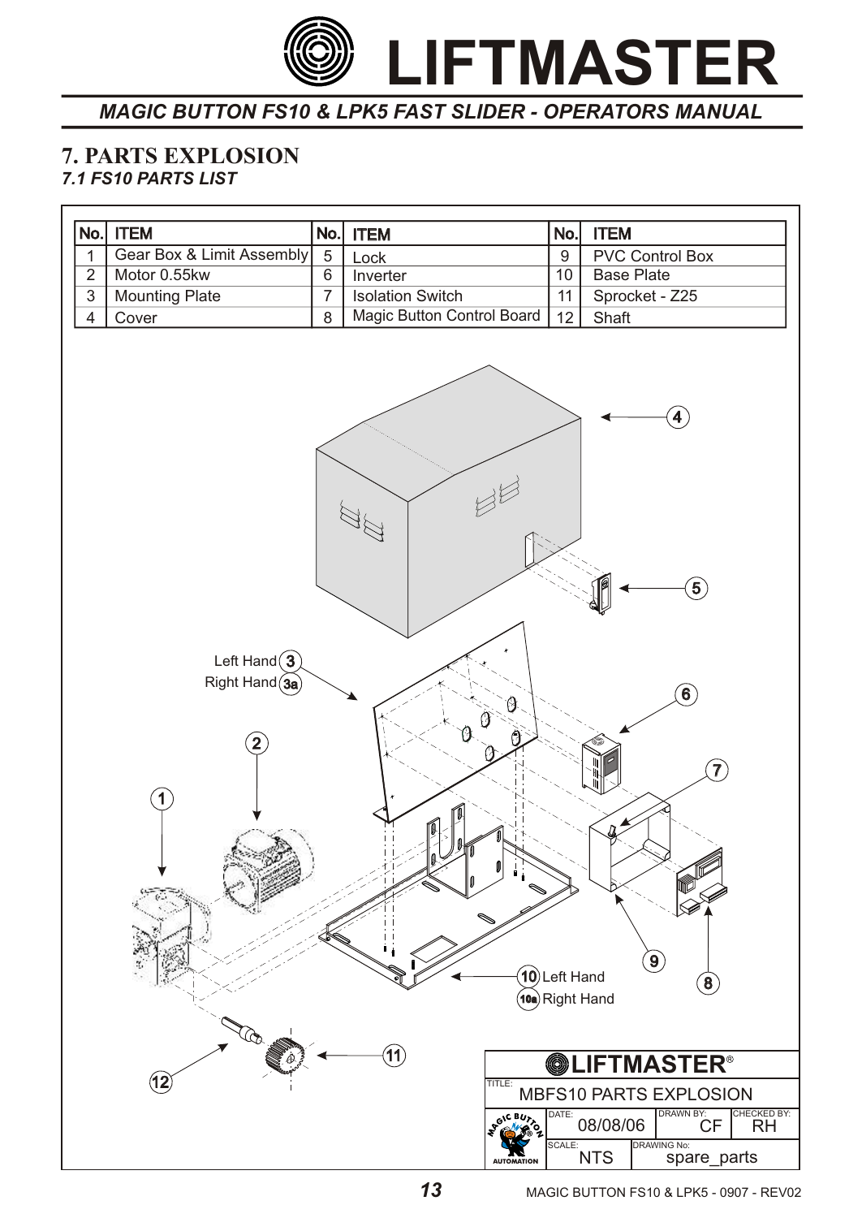# 7. PARTS EXPLOSION

### *7.1 FS10 PARTS LIST*

| No. | ITEM | No. | ITEM | No. | ITEM |
|---|---|---|---|---|---|
| 1 | Gear Box & Limit Assembly | 5 | Lock | 9 | PVC Control Box |
| 2 | Motor 0.55kw | 6 | Inverter | 10 | Base Plate |
| 3 | Mounting Plate | 7 | Isolation Switch | 11 | Sprocket - Z25 |
| 4 | Cover | 8 | Magic Button Control Board | 12 | Shaft |

Left Hand (3)
Right Hand (3a)

(10) Left Hand
(10a) Right Hand

| LIFTMASTER® | | |
|---|---|---|
| TITLE: MBFS10 PARTS EXPLOSION | | |
| DATE: 08/08/06 | DRAWN BY: CF | CHECKED BY: RH |
| SCALE: NTS | DRAWING No: spare_parts | |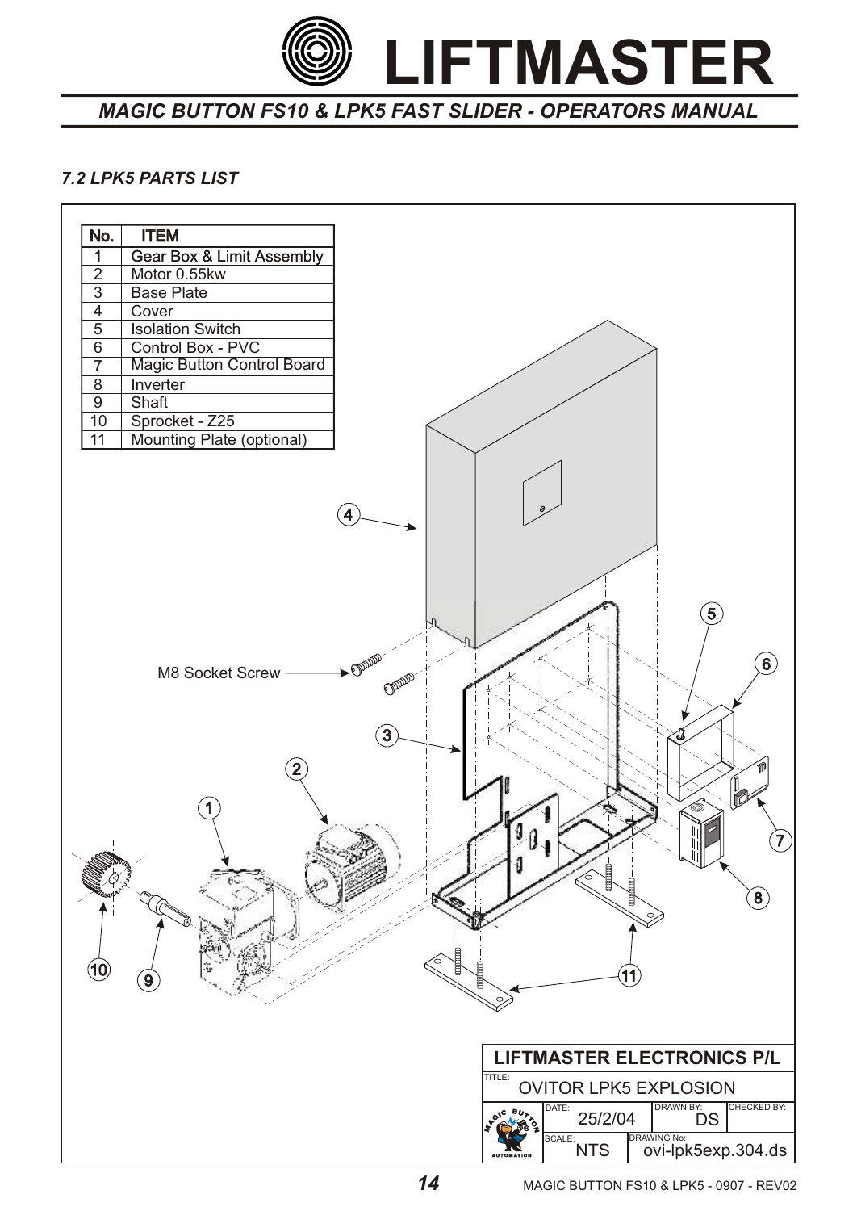## 7.2 LPK5 PARTS LIST

| No. | ITEM |
|---|---|
| 1 | Gear Box & Limit Assembly |
| 2 | Motor 0.55kw |
| 3 | Base Plate |
| 4 | Cover |
| 5 | Isolation Switch |
| 6 | Control Box - PVC |
| 7 | Magic Button Control Board |
| 8 | Inverter |
| 9 | Shaft |
| 10 | Sprocket - Z25 |
| 11 | Mounting Plate (optional) |

M8 Socket Screw

| LIFTMASTER ELECTRONICS P/L | | |
|---|---|---|
| TITLE: OVITOR LPK5 EXPLOSION | | |
| DATE: 25/2/04 | DRAWN BY: DS | CHECKED BY: |
| SCALE: NTS | DRAWING No: ovi-lpk5exp.304.ds | |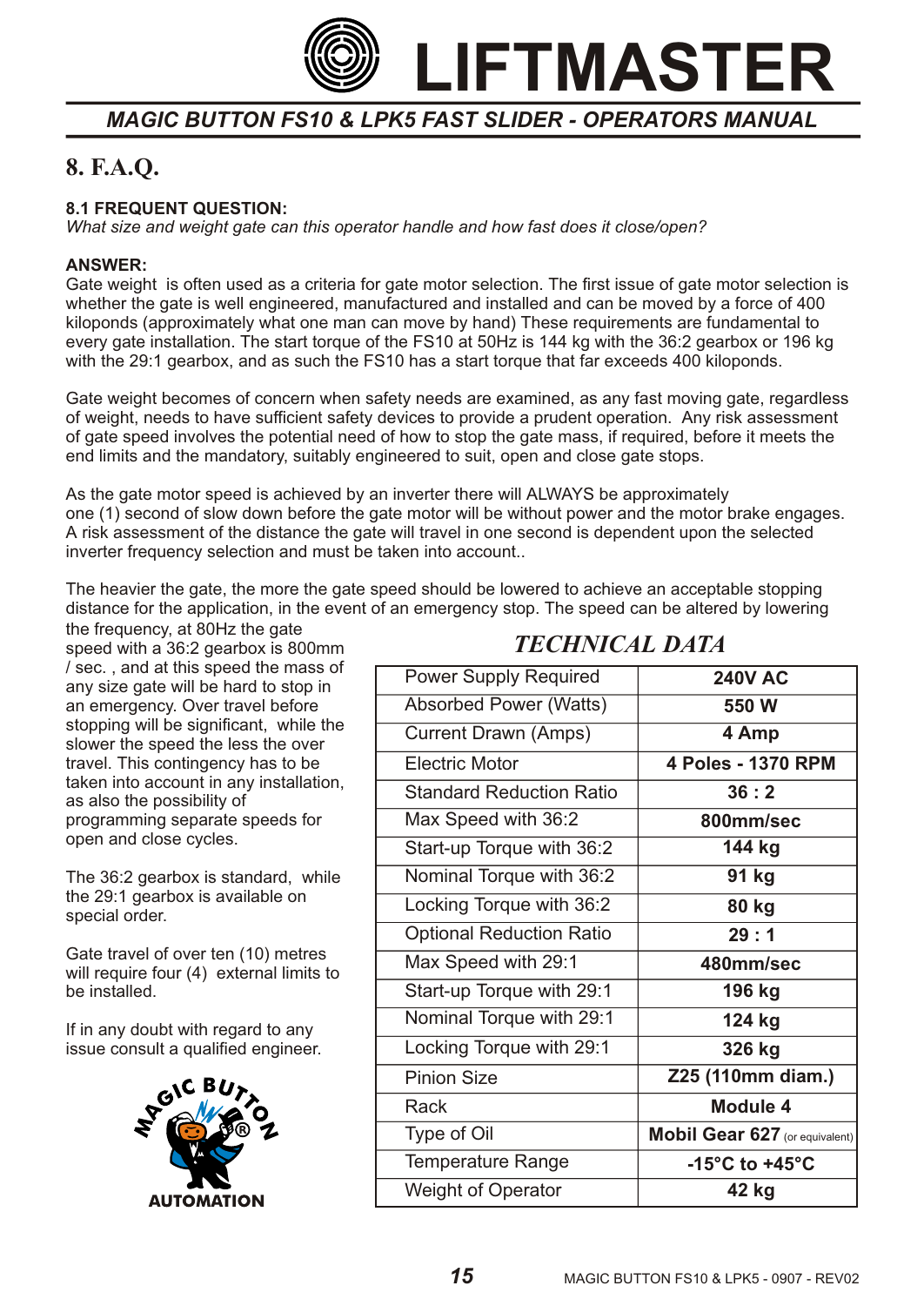# 8. F.A.Q.

**8.1 FREQUENT QUESTION:**
*What size and weight gate can this operator handle and how fast does it close/open?*

**ANSWER:**
Gate weight is often used as a criteria for gate motor selection. The first issue of gate motor selection is whether the gate is well engineered, manufactured and installed and can be moved by a force of 400 kiloponds (approximately what one man can move by hand) These requirements are fundamental to every gate installation. The start torque of the FS10 at 50Hz is 144 kg with the 36:2 gearbox or 196 kg with the 29:1 gearbox, and as such the FS10 has a start torque that far exceeds 400 kiloponds.

Gate weight becomes of concern when safety needs are examined, as any fast moving gate, regardless of weight, needs to have sufficient safety devices to provide a prudent operation. Any risk assessment of gate speed involves the potential need of how to stop the gate mass, if required, before it meets the end limits and the mandatory, suitably engineered to suit, open and close gate stops.

As the gate motor speed is achieved by an inverter there will ALWAYS be approximately one (1) second of slow down before the gate motor will be without power and the motor brake engages. A risk assessment of the distance the gate will travel in one second is dependent upon the selected inverter frequency selection and must be taken into account..

The heavier the gate, the more the gate speed should be lowered to achieve an acceptable stopping distance for the application, in the event of an emergency stop. The speed can be altered by lowering the frequency, at 80Hz the gate speed with a 36:2 gearbox is 800mm / sec. , and at this speed the mass of any size gate will be hard to stop in an emergency. Over travel before stopping will be significant, while the slower the speed the less the over travel. This contingency has to be taken into account in any installation, as also the possibility of programming separate speeds for open and close cycles.

The 36:2 gearbox is standard, while the 29:1 gearbox is available on special order.

Gate travel of over ten (10) metres will require four (4) external limits to be installed.

If in any doubt with regard to any issue consult a qualified engineer.

## *TECHNICAL DATA*

| | |
|---|---|
| Power Supply Required | **240V AC** |
| Absorbed Power (Watts) | **550 W** |
| Current Drawn (Amps) | **4 Amp** |
| Electric Motor | **4 Poles - 1370 RPM** |
| Standard Reduction Ratio | **36 : 2** |
| Max Speed with 36:2 | **800mm/sec** |
| Start-up Torque with 36:2 | **144 kg** |
| Nominal Torque with 36:2 | **91 kg** |
| Locking Torque with 36:2 | **80 kg** |
| Optional Reduction Ratio | **29 : 1** |
| Max Speed with 29:1 | **480mm/sec** |
| Start-up Torque with 29:1 | **196 kg** |
| Nominal Torque with 29:1 | **124 kg** |
| Locking Torque with 29:1 | **326 kg** |
| Pinion Size | **Z25 (110mm diam.)** |
| Rack | **Module 4** |
| Type of Oil | **Mobil Gear 627** (or equivalent) |
| Temperature Range | **-15°C to +45°C** |
| Weight of Operator | **42 kg** |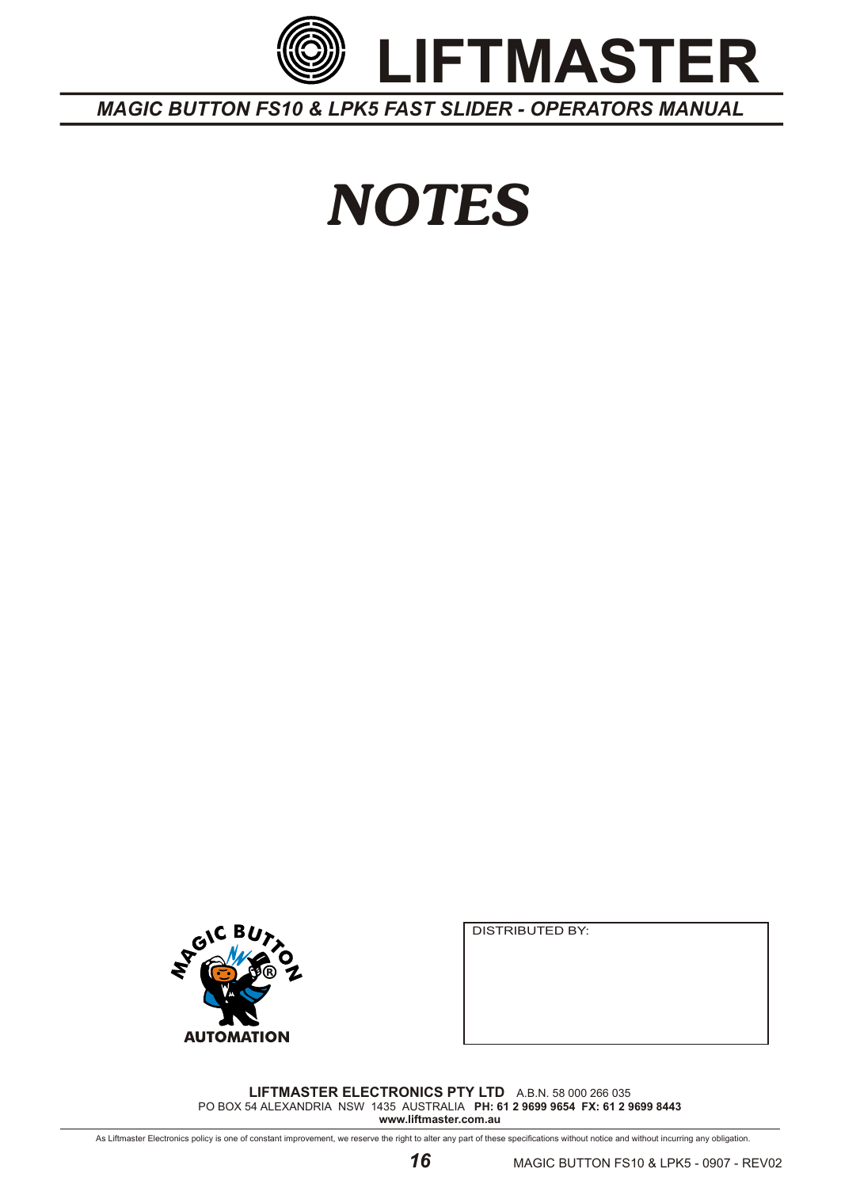# NOTES

DISTRIBUTED BY:

**LIFTMASTER ELECTRONICS PTY LTD** A.B.N. 58 000 266 035
PO BOX 54 ALEXANDRIA NSW 1435 AUSTRALIA **PH: 61 2 9699 9654 FX: 61 2 9699 8443**
**www.liftmaster.com.au**

As Liftmaster Electronics policy is one of constant improvement, we reserve the right to alter any part of these specifications without notice and without incurring any obligation.